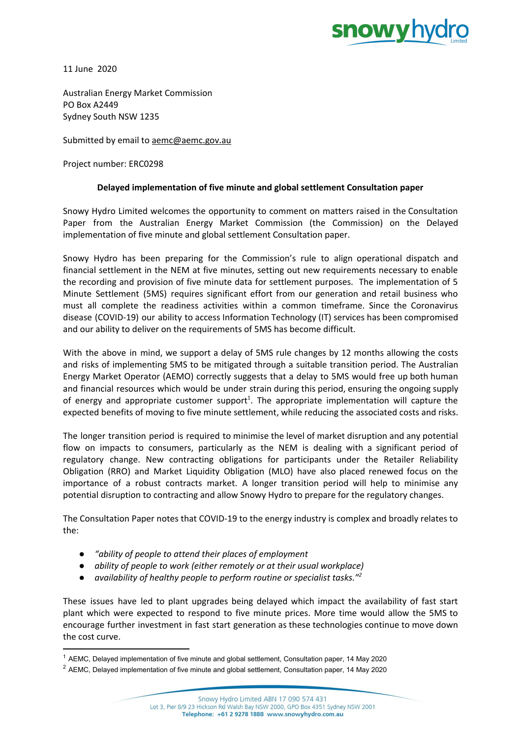11 June 2020

Australian Energy Market Commission
PO Box A2449
Sydney South NSW 1235

Submitted by email to aemc@aemc.gov.au

Project number: ERC0298

**Delayed implementation of five minute and global settlement Consultation paper**

Snowy Hydro Limited welcomes the opportunity to comment on matters raised in the Consultation Paper from the Australian Energy Market Commission (the Commission) on the Delayed implementation of five minute and global settlement Consultation paper.

Snowy Hydro has been preparing for the Commission's rule to align operational dispatch and financial settlement in the NEM at five minutes, setting out new requirements necessary to enable the recording and provision of five minute data for settlement purposes. The implementation of 5 Minute Settlement (5MS) requires significant effort from our generation and retail business who must all complete the readiness activities within a common timeframe. Since the Coronavirus disease (COVID-19) our ability to access Information Technology (IT) services has been compromised and our ability to deliver on the requirements of 5MS has become difficult.

With the above in mind, we support a delay of 5MS rule changes by 12 months allowing the costs and risks of implementing 5MS to be mitigated through a suitable transition period. The Australian Energy Market Operator (AEMO) correctly suggests that a delay to 5MS would free up both human and financial resources which would be under strain during this period, ensuring the ongoing supply of energy and appropriate customer support[1]. The appropriate implementation will capture the expected benefits of moving to five minute settlement, while reducing the associated costs and risks.

The longer transition period is required to minimise the level of market disruption and any potential flow on impacts to consumers, particularly as the NEM is dealing with a significant period of regulatory change. New contracting obligations for participants under the Retailer Reliability Obligation (RRO) and Market Liquidity Obligation (MLO) have also placed renewed focus on the importance of a robust contracts market. A longer transition period will help to minimise any potential disruption to contracting and allow Snowy Hydro to prepare for the regulatory changes.

The Consultation Paper notes that COVID-19 to the energy industry is complex and broadly relates to the:

- *"ability of people to attend their places of employment*
- *ability of people to work (either remotely or at their usual workplace)*
- *availability of healthy people to perform routine or specialist tasks."*[2]

These issues have led to plant upgrades being delayed which impact the availability of fast start plant which were expected to respond to five minute prices. More time would allow the 5MS to encourage further investment in fast start generation as these technologies continue to move down the cost curve.

---

[1] AEMC, Delayed implementation of five minute and global settlement, Consultation paper, 14 May 2020

[2] AEMC, Delayed implementation of five minute and global settlement, Consultation paper, 14 May 2020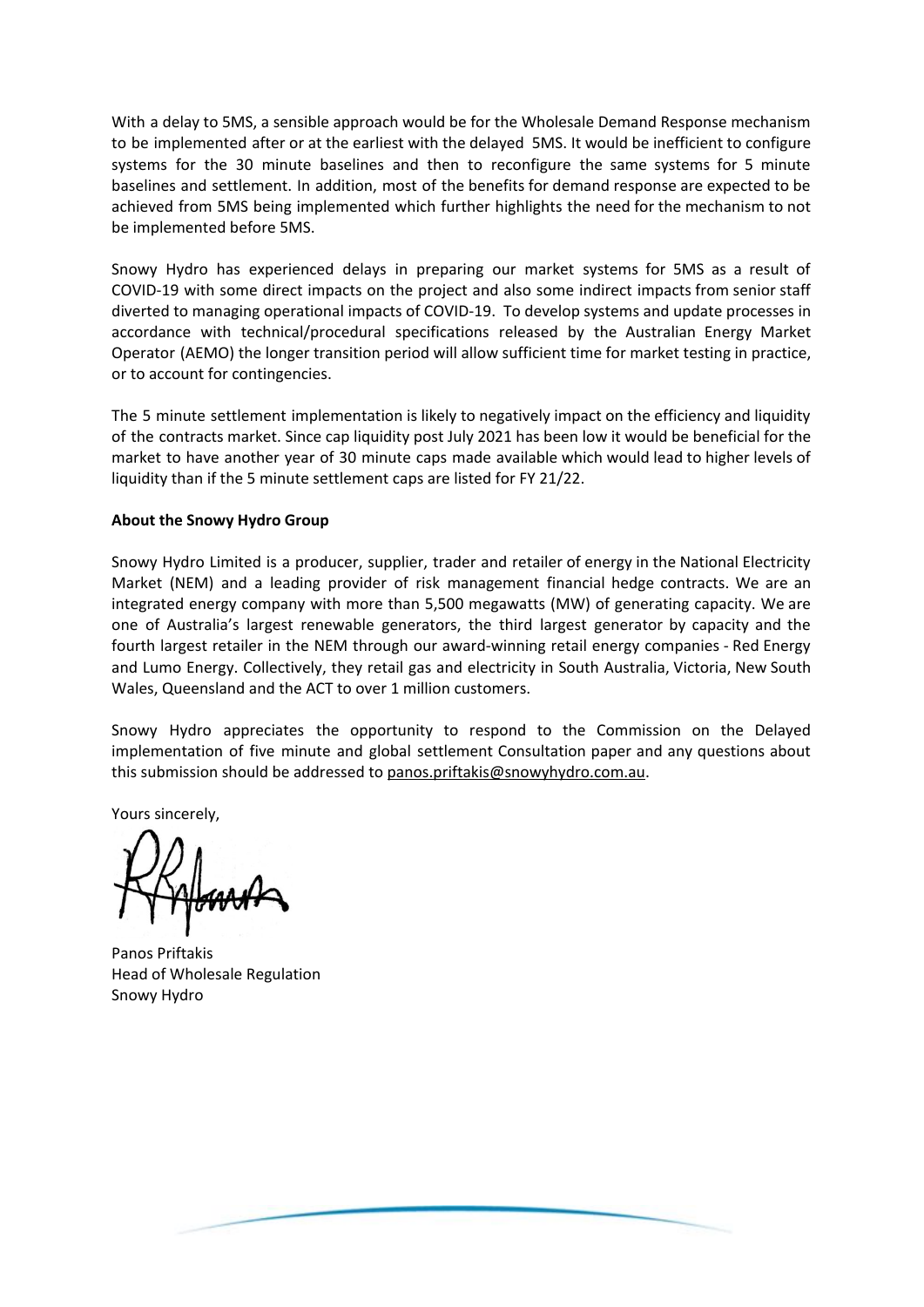With a delay to 5MS, a sensible approach would be for the Wholesale Demand Response mechanism to be implemented after or at the earliest with the delayed 5MS. It would be inefficient to configure systems for the 30 minute baselines and then to reconfigure the same systems for 5 minute baselines and settlement. In addition, most of the benefits for demand response are expected to be achieved from 5MS being implemented which further highlights the need for the mechanism to not be implemented before 5MS.

Snowy Hydro has experienced delays in preparing our market systems for 5MS as a result of COVID-19 with some direct impacts on the project and also some indirect impacts from senior staff diverted to managing operational impacts of COVID-19. To develop systems and update processes in accordance with technical/procedural specifications released by the Australian Energy Market Operator (AEMO) the longer transition period will allow sufficient time for market testing in practice, or to account for contingencies.

The 5 minute settlement implementation is likely to negatively impact on the efficiency and liquidity of the contracts market. Since cap liquidity post July 2021 has been low it would be beneficial for the market to have another year of 30 minute caps made available which would lead to higher levels of liquidity than if the 5 minute settlement caps are listed for FY 21/22.

**About the Snowy Hydro Group**

Snowy Hydro Limited is a producer, supplier, trader and retailer of energy in the National Electricity Market (NEM) and a leading provider of risk management financial hedge contracts. We are an integrated energy company with more than 5,500 megawatts (MW) of generating capacity. We are one of Australia's largest renewable generators, the third largest generator by capacity and the fourth largest retailer in the NEM through our award-winning retail energy companies - Red Energy and Lumo Energy. Collectively, they retail gas and electricity in South Australia, Victoria, New South Wales, Queensland and the ACT to over 1 million customers.

Snowy Hydro appreciates the opportunity to respond to the Commission on the Delayed implementation of five minute and global settlement Consultation paper and any questions about this submission should be addressed to panos.priftakis@snowyhydro.com.au.

Yours sincerely,

Panos Priftakis
Head of Wholesale Regulation
Snowy Hydro